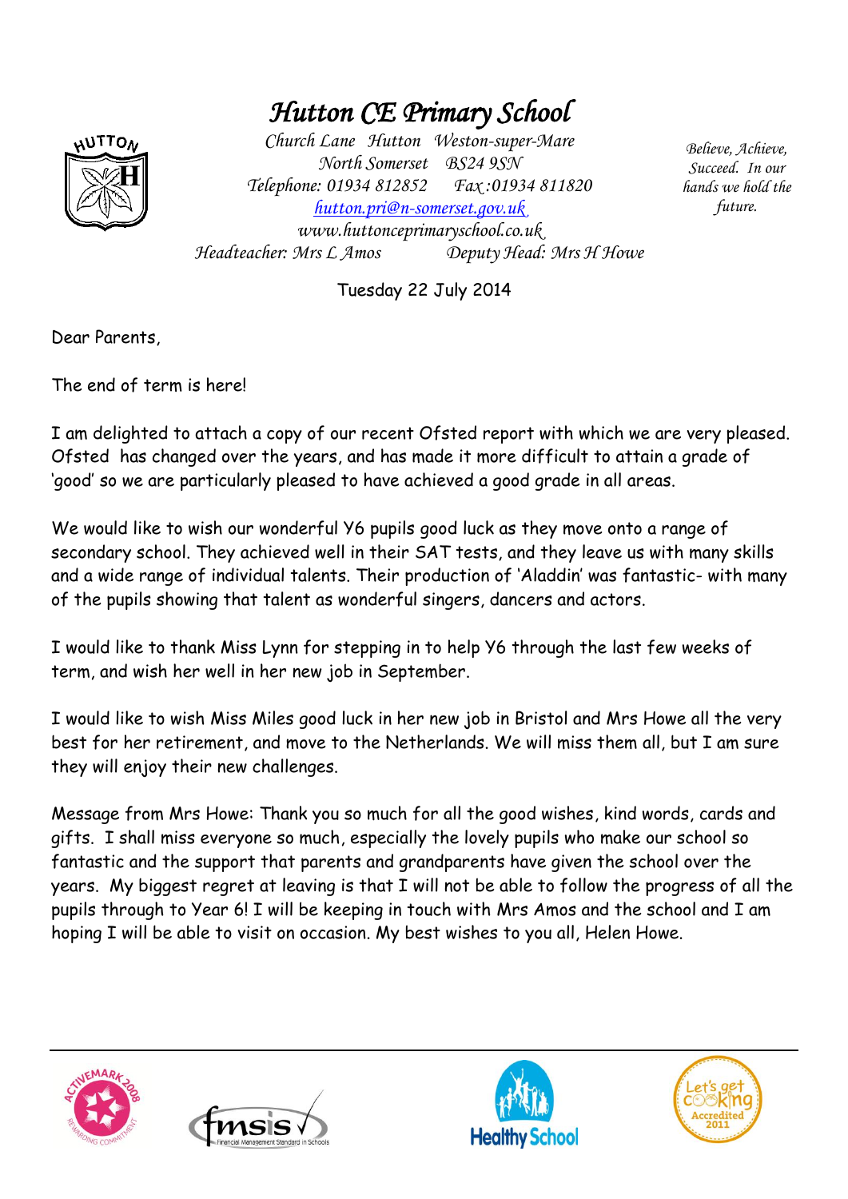# *Hutton CE Primary School*

*Church Lane Hutton Weston-super-Mare*
*North Somerset BS24 9SN*
*Telephone: 01934 812852 Fax :01934 811820*
*hutton.pri@n-somerset.gov.uk*
*www.huttonceprimaryschool.co.uk*
*Headteacher: Mrs L Amos Deputy Head: Mrs H Howe*

*Believe, Achieve, Succeed. In our hands we hold the future.*

Tuesday 22 July 2014

Dear Parents,

The end of term is here!

I am delighted to attach a copy of our recent Ofsted report with which we are very pleased. Ofsted has changed over the years, and has made it more difficult to attain a grade of 'good' so we are particularly pleased to have achieved a good grade in all areas.

We would like to wish our wonderful Y6 pupils good luck as they move onto a range of secondary school. They achieved well in their SAT tests, and they leave us with many skills and a wide range of individual talents. Their production of 'Aladdin' was fantastic- with many of the pupils showing that talent as wonderful singers, dancers and actors.

I would like to thank Miss Lynn for stepping in to help Y6 through the last few weeks of term, and wish her well in her new job in September.

I would like to wish Miss Miles good luck in her new job in Bristol and Mrs Howe all the very best for her retirement, and move to the Netherlands. We will miss them all, but I am sure they will enjoy their new challenges.

Message from Mrs Howe: Thank you so much for all the good wishes, kind words, cards and gifts. I shall miss everyone so much, especially the lovely pupils who make our school so fantastic and the support that parents and grandparents have given the school over the years. My biggest regret at leaving is that I will not be able to follow the progress of all the pupils through to Year 6! I will be keeping in touch with Mrs Amos and the school and I am hoping I will be able to visit on occasion. My best wishes to you all, Helen Howe.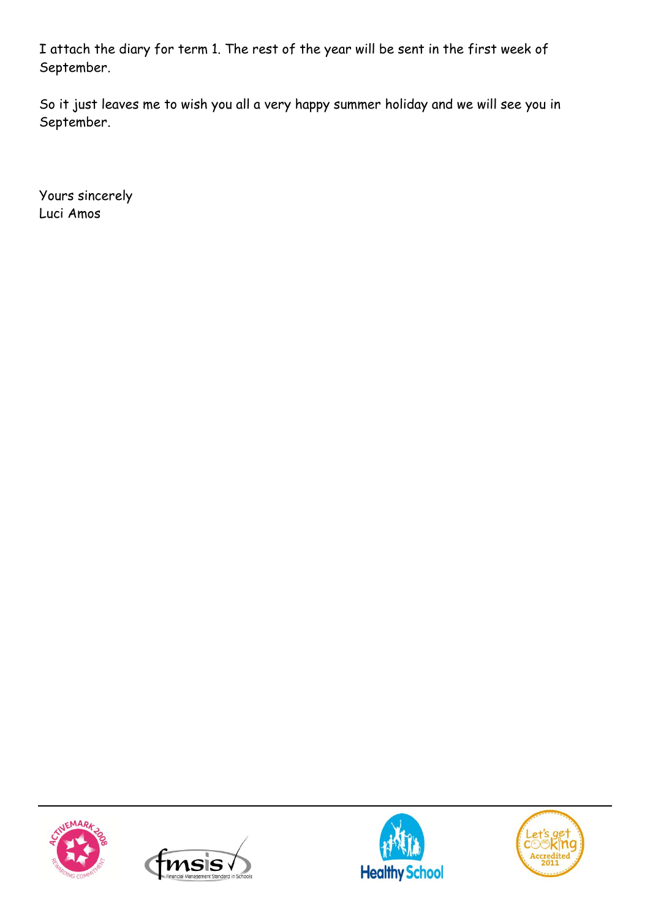I attach the diary for term 1. The rest of the year will be sent in the first week of September.

So it just leaves me to wish you all a very happy summer holiday and we will see you in September.

Yours sincerely
Luci Amos